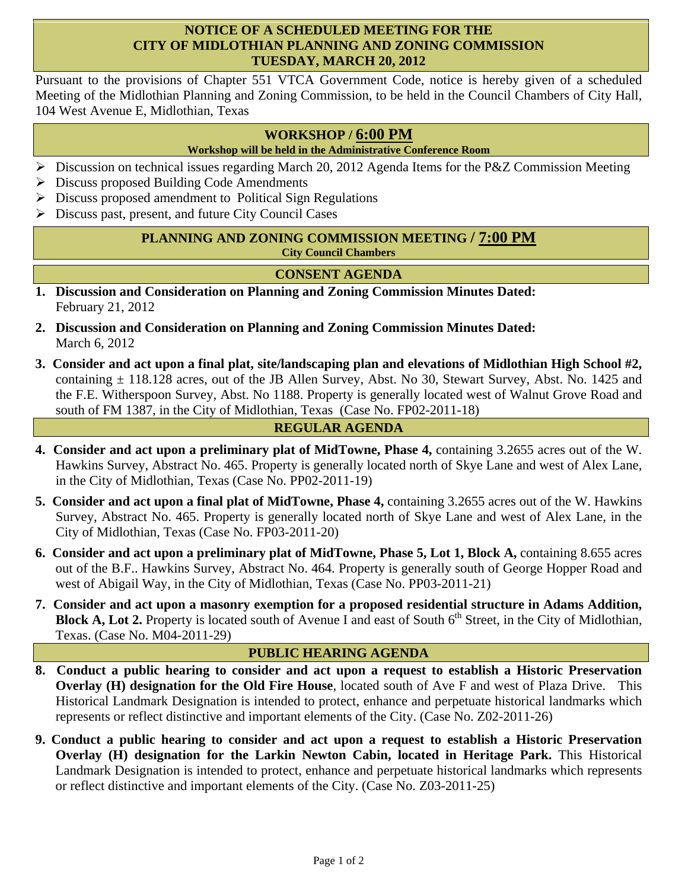# NOTICE OF A SCHEDULED MEETING FOR THE CITY OF MIDLOTHIAN PLANNING AND ZONING COMMISSION TUESDAY, MARCH 20, 2012

Pursuant to the provisions of Chapter 551 VTCA Government Code, notice is hereby given of a scheduled Meeting of the Midlothian Planning and Zoning Commission, to be held in the Council Chambers of City Hall, 104 West Avenue E, Midlothian, Texas

## WORKSHOP / 6:00 PM

**Workshop will be held in the Administrative Conference Room**

- Discussion on technical issues regarding March 20, 2012 Agenda Items for the P&Z Commission Meeting
- Discuss proposed Building Code Amendments
- Discuss proposed amendment to Political Sign Regulations
- Discuss past, present, and future City Council Cases

## PLANNING AND ZONING COMMISSION MEETING / 7:00 PM

**City Council Chambers**

## CONSENT AGENDA

1. **Discussion and Consideration on Planning and Zoning Commission Minutes Dated:** February 21, 2012
2. **Discussion and Consideration on Planning and Zoning Commission Minutes Dated:** March 6, 2012
3. **Consider and act upon a final plat, site/landscaping plan and elevations of Midlothian High School #2,** containing ± 118.128 acres, out of the JB Allen Survey, Abst. No 30, Stewart Survey, Abst. No. 1425 and the F.E. Witherspoon Survey, Abst. No 1188. Property is generally located west of Walnut Grove Road and south of FM 1387, in the City of Midlothian, Texas (Case No. FP02-2011-18)

## REGULAR AGENDA

4. **Consider and act upon a preliminary plat of MidTowne, Phase 4,** containing 3.2655 acres out of the W. Hawkins Survey, Abstract No. 465. Property is generally located north of Skye Lane and west of Alex Lane, in the City of Midlothian, Texas (Case No. PP02-2011-19)
5. **Consider and act upon a final plat of MidTowne, Phase 4,** containing 3.2655 acres out of the W. Hawkins Survey, Abstract No. 465. Property is generally located north of Skye Lane and west of Alex Lane, in the City of Midlothian, Texas (Case No. FP03-2011-20)
6. **Consider and act upon a preliminary plat of MidTowne, Phase 5, Lot 1, Block A,** containing 8.655 acres out of the B.F.. Hawkins Survey, Abstract No. 464. Property is generally south of George Hopper Road and west of Abigail Way, in the City of Midlothian, Texas (Case No. PP03-2011-21)
7. **Consider and act upon a masonry exemption for a proposed residential structure in Adams Addition, Block A, Lot 2.** Property is located south of Avenue I and east of South 6th Street, in the City of Midlothian, Texas. (Case No. M04-2011-29)

## PUBLIC HEARING AGENDA

8. **Conduct a public hearing to consider and act upon a request to establish a Historic Preservation Overlay (H) designation for the Old Fire House**, located south of Ave F and west of Plaza Drive. This Historical Landmark Designation is intended to protect, enhance and perpetuate historical landmarks which represents or reflect distinctive and important elements of the City. (Case No. Z02-2011-26)
9. **Conduct a public hearing to consider and act upon a request to establish a Historic Preservation Overlay (H) designation for the Larkin Newton Cabin, located in Heritage Park.** This Historical Landmark Designation is intended to protect, enhance and perpetuate historical landmarks which represents or reflect distinctive and important elements of the City. (Case No. Z03-2011-25)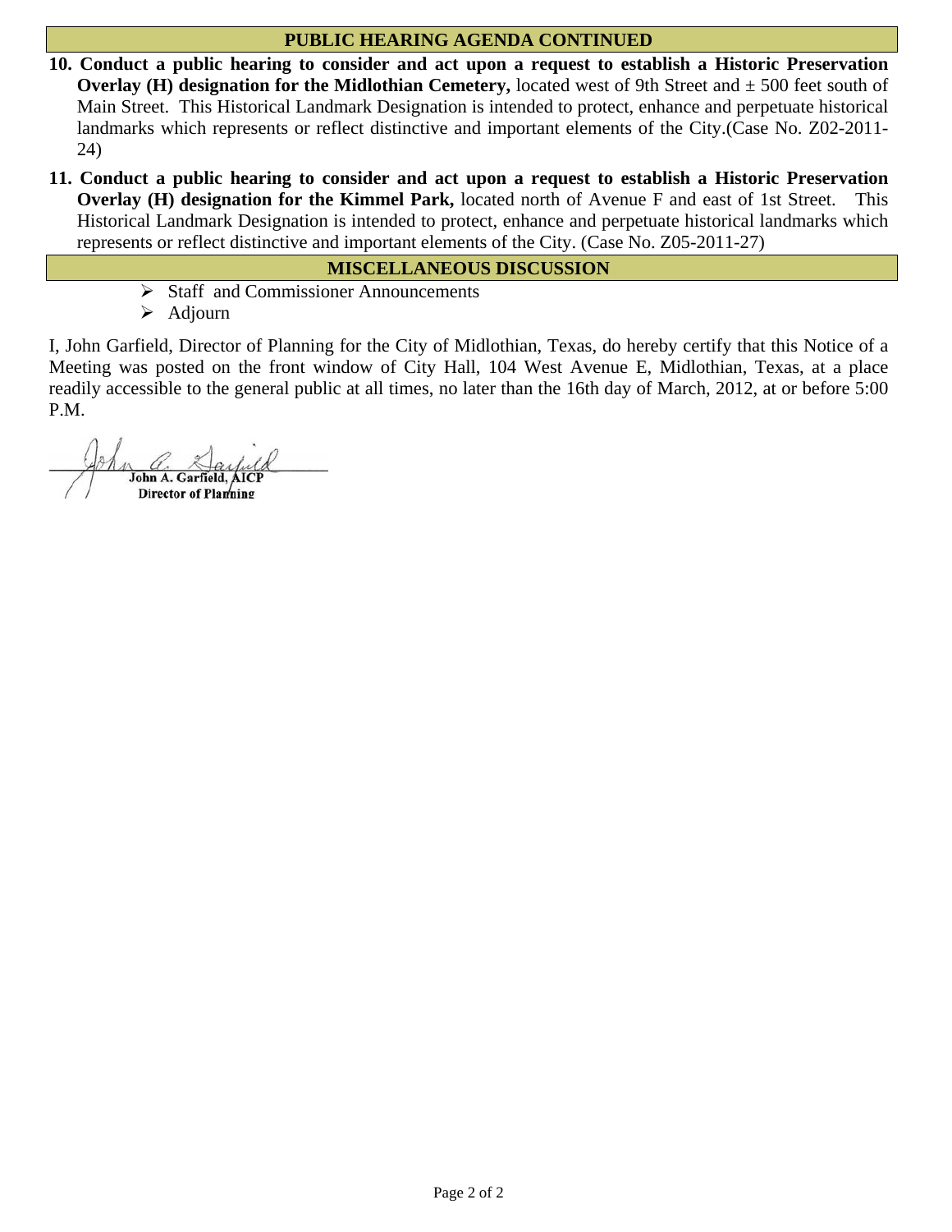## PUBLIC HEARING AGENDA CONTINUED

10. **Conduct a public hearing to consider and act upon a request to establish a Historic Preservation Overlay (H) designation for the Midlothian Cemetery,** located west of 9th Street and ± 500 feet south of Main Street. This Historical Landmark Designation is intended to protect, enhance and perpetuate historical landmarks which represents or reflect distinctive and important elements of the City.(Case No. Z02-2011-24)

11. **Conduct a public hearing to consider and act upon a request to establish a Historic Preservation Overlay (H) designation for the Kimmel Park,** located north of Avenue F and east of 1st Street. This Historical Landmark Designation is intended to protect, enhance and perpetuate historical landmarks which represents or reflect distinctive and important elements of the City. (Case No. Z05-2011-27)

## MISCELLANEOUS DISCUSSION

- Staff and Commissioner Announcements
- Adjourn

I, John Garfield, Director of Planning for the City of Midlothian, Texas, do hereby certify that this Notice of a Meeting was posted on the front window of City Hall, 104 West Avenue E, Midlothian, Texas, at a place readily accessible to the general public at all times, no later than the 16th day of March, 2012, at or before 5:00 P.M.

John A. Garfield, AICP
Director of Planning